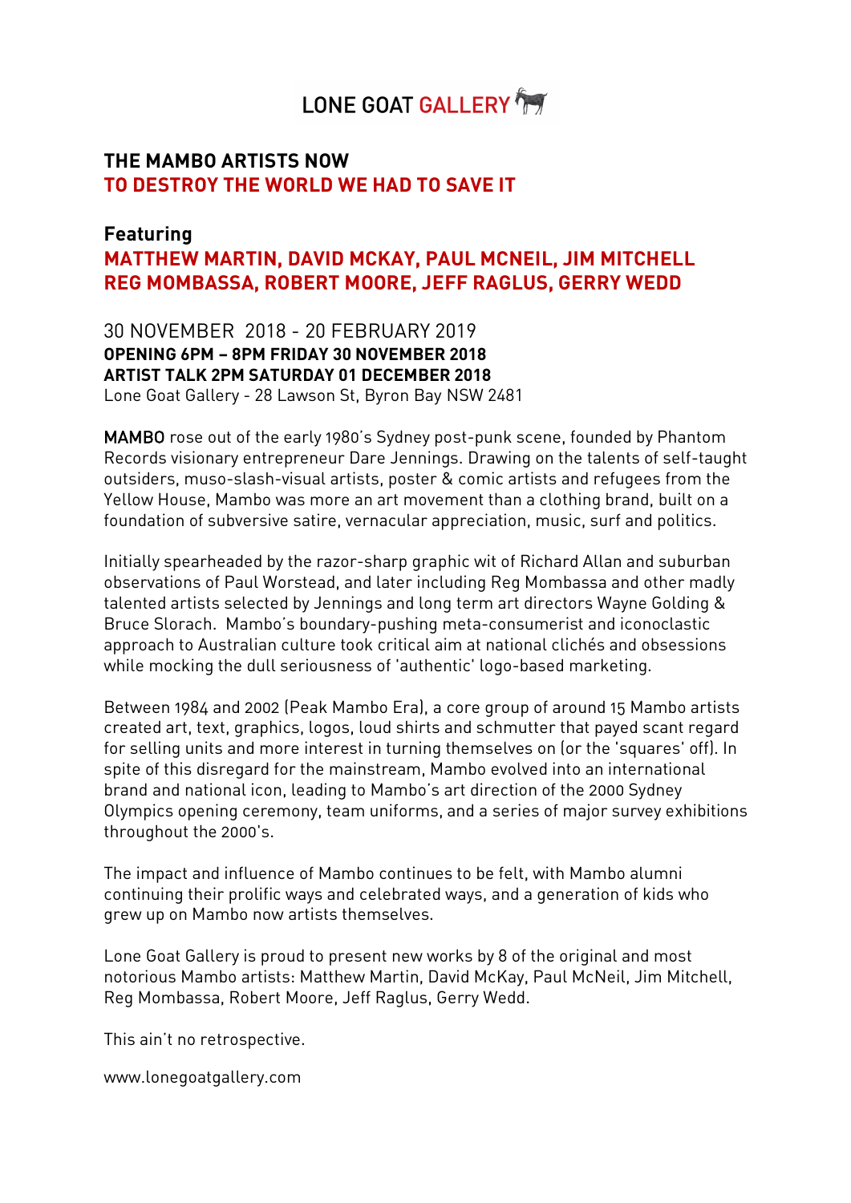LONE GOAT GALLERY

## THE MAMBO ARTISTS NOW
## TO DESTROY THE WORLD WE HAD TO SAVE IT

### Featuring
### MATTHEW MARTIN, DAVID MCKAY, PAUL MCNEIL, JIM MITCHELL REG MOMBASSA, ROBERT MOORE, JEFF RAGLUS, GERRY WEDD

30 NOVEMBER 2018 - 20 FEBRUARY 2019
**OPENING 6PM – 8PM FRIDAY 30 NOVEMBER 2018**
**ARTIST TALK 2PM SATURDAY 01 DECEMBER 2018**
Lone Goat Gallery - 28 Lawson St, Byron Bay NSW 2481

**MAMBO** rose out of the early 1980's Sydney post-punk scene, founded by Phantom Records visionary entrepreneur Dare Jennings. Drawing on the talents of self-taught outsiders, muso-slash-visual artists, poster & comic artists and refugees from the Yellow House, Mambo was more an art movement than a clothing brand, built on a foundation of subversive satire, vernacular appreciation, music, surf and politics.

Initially spearheaded by the razor-sharp graphic wit of Richard Allan and suburban observations of Paul Worstead, and later including Reg Mombassa and other madly talented artists selected by Jennings and long term art directors Wayne Golding & Bruce Slorach. Mambo's boundary-pushing meta-consumerist and iconoclastic approach to Australian culture took critical aim at national clichés and obsessions while mocking the dull seriousness of 'authentic' logo-based marketing.

Between 1984 and 2002 (Peak Mambo Era), a core group of around 15 Mambo artists created art, text, graphics, logos, loud shirts and schmutter that payed scant regard for selling units and more interest in turning themselves on (or the 'squares' off). In spite of this disregard for the mainstream, Mambo evolved into an international brand and national icon, leading to Mambo's art direction of the 2000 Sydney Olympics opening ceremony, team uniforms, and a series of major survey exhibitions throughout the 2000's.

The impact and influence of Mambo continues to be felt, with Mambo alumni continuing their prolific ways and celebrated ways, and a generation of kids who grew up on Mambo now artists themselves.

Lone Goat Gallery is proud to present new works by 8 of the original and most notorious Mambo artists: Matthew Martin, David McKay, Paul McNeil, Jim Mitchell, Reg Mombassa, Robert Moore, Jeff Raglus, Gerry Wedd.

This ain't no retrospective.

www.lonegoatgallery.com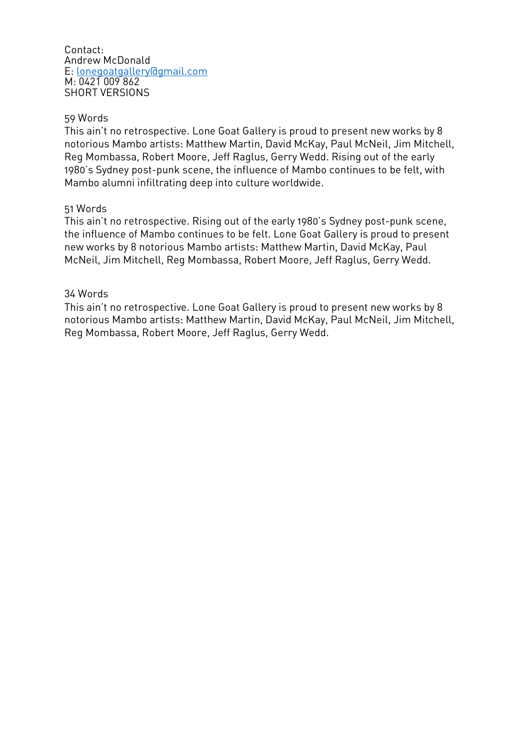Contact:
Andrew McDonald
E: lonegoatgallery@gmail.com
M: 0421 009 862
SHORT VERSIONS

59 Words

This ain't no retrospective. Lone Goat Gallery is proud to present new works by 8 notorious Mambo artists: Matthew Martin, David McKay, Paul McNeil, Jim Mitchell, Reg Mombassa, Robert Moore, Jeff Raglus, Gerry Wedd. Rising out of the early 1980's Sydney post-punk scene, the influence of Mambo continues to be felt, with Mambo alumni infiltrating deep into culture worldwide.

51 Words

This ain't no retrospective. Rising out of the early 1980's Sydney post-punk scene, the influence of Mambo continues to be felt. Lone Goat Gallery is proud to present new works by 8 notorious Mambo artists: Matthew Martin, David McKay, Paul McNeil, Jim Mitchell, Reg Mombassa, Robert Moore, Jeff Raglus, Gerry Wedd.

34 Words

This ain't no retrospective. Lone Goat Gallery is proud to present new works by 8 notorious Mambo artists: Matthew Martin, David McKay, Paul McNeil, Jim Mitchell, Reg Mombassa, Robert Moore, Jeff Raglus, Gerry Wedd.